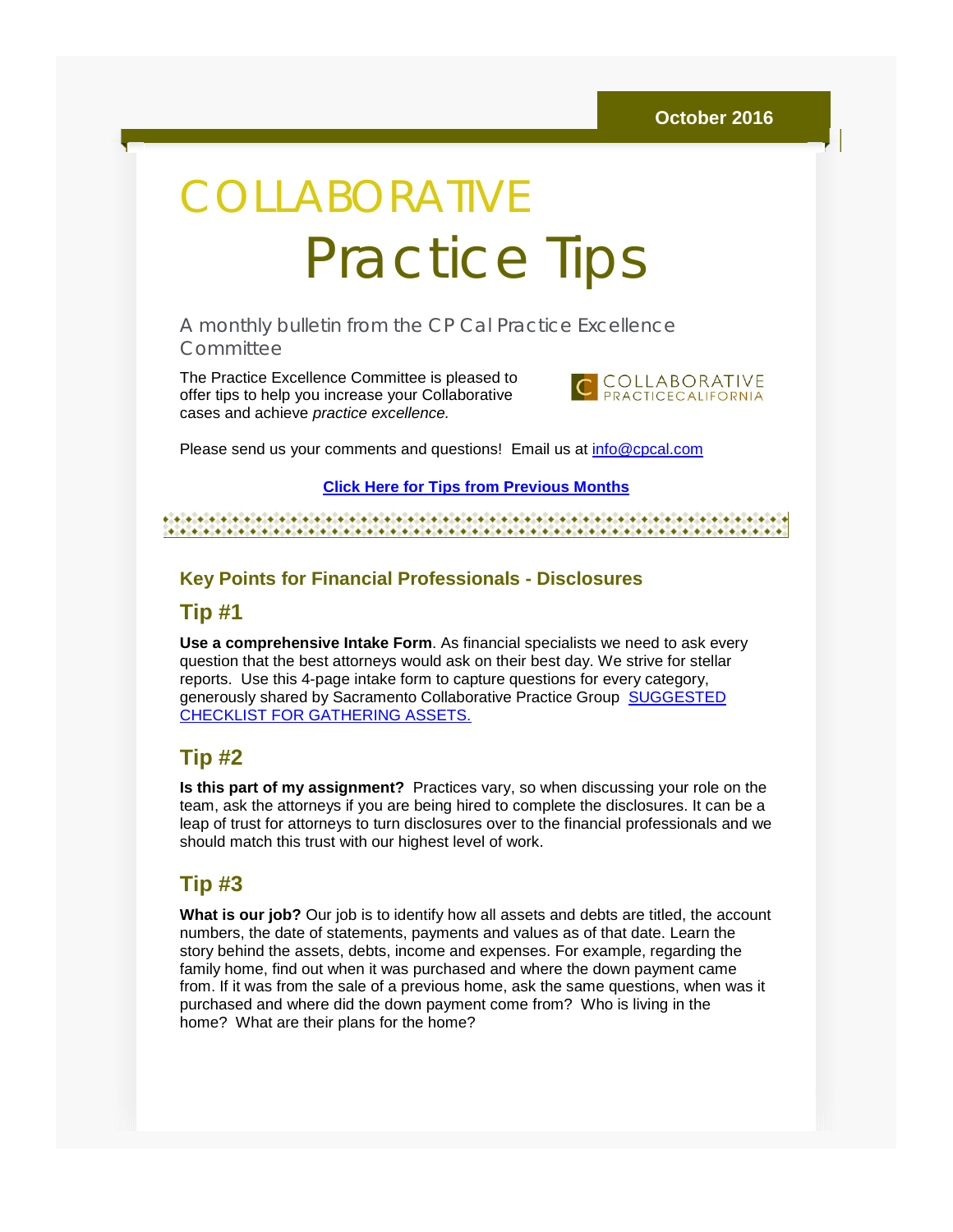October 2016

# COLLABORATIVE Practice Tips

A monthly bulletin from the CP Cal Practice Excellence Committee

The Practice Excellence Committee is pleased to offer tips to help you increase your Collaborative cases and achieve *practice excellence.*

COLLABORATIVE PRACTICECALIFORNIA

Please send us your comments and questions! Email us at info@cpcal.com

**Click Here for Tips from Previous Months**

### Key Points for Financial Professionals - Disclosures

## Tip #1

**Use a comprehensive Intake Form**. As financial specialists we need to ask every question that the best attorneys would ask on their best day. We strive for stellar reports. Use this 4-page intake form to capture questions for every category, generously shared by Sacramento Collaborative Practice Group SUGGESTED CHECKLIST FOR GATHERING ASSETS.

## Tip #2

**Is this part of my assignment?** Practices vary, so when discussing your role on the team, ask the attorneys if you are being hired to complete the disclosures. It can be a leap of trust for attorneys to turn disclosures over to the financial professionals and we should match this trust with our highest level of work.

## Tip #3

**What is our job?** Our job is to identify how all assets and debts are titled, the account numbers, the date of statements, payments and values as of that date. Learn the story behind the assets, debts, income and expenses. For example, regarding the family home, find out when it was purchased and where the down payment came from. If it was from the sale of a previous home, ask the same questions, when was it purchased and where did the down payment come from? Who is living in the home? What are their plans for the home?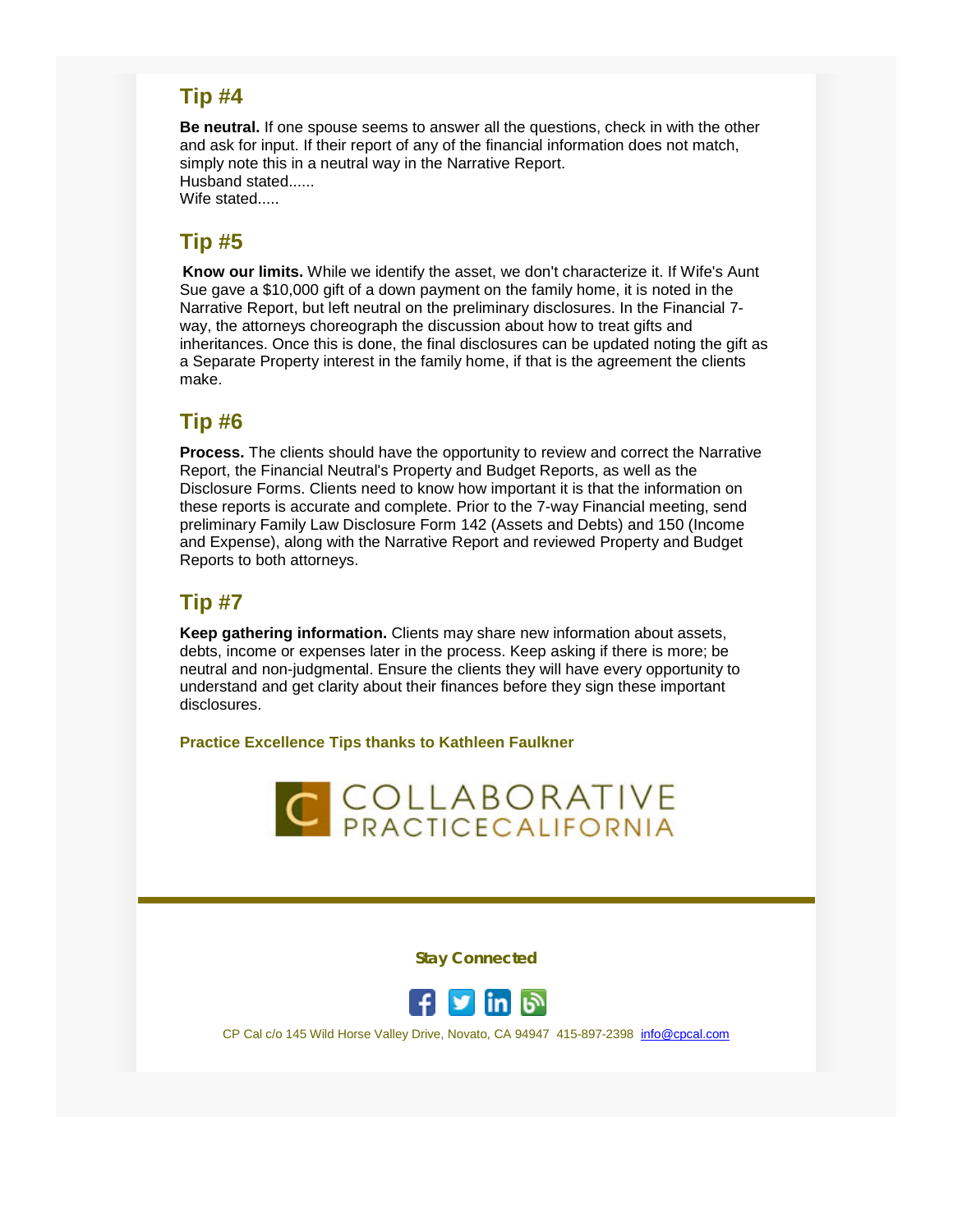## Tip #4

**Be neutral.** If one spouse seems to answer all the questions, check in with the other and ask for input. If their report of any of the financial information does not match, simply note this in a neutral way in the Narrative Report.
Husband stated......
Wife stated.....

## Tip #5

**Know our limits.** While we identify the asset, we don't characterize it. If Wife's Aunt Sue gave a $10,000 gift of a down payment on the family home, it is noted in the Narrative Report, but left neutral on the preliminary disclosures. In the Financial 7-way, the attorneys choreograph the discussion about how to treat gifts and inheritances. Once this is done, the final disclosures can be updated noting the gift as a Separate Property interest in the family home, if that is the agreement the clients make.

## Tip #6

**Process.** The clients should have the opportunity to review and correct the Narrative Report, the Financial Neutral's Property and Budget Reports, as well as the Disclosure Forms. Clients need to know how important it is that the information on these reports is accurate and complete. Prior to the 7-way Financial meeting, send preliminary Family Law Disclosure Form 142 (Assets and Debts) and 150 (Income and Expense), along with the Narrative Report and reviewed Property and Budget Reports to both attorneys.

## Tip #7

**Keep gathering information.** Clients may share new information about assets, debts, income or expenses later in the process. Keep asking if there is more; be neutral and non-judgmental. Ensure the clients they will have every opportunity to understand and get clarity about their finances before they sign these important disclosures.

**Practice Excellence Tips thanks to Kathleen Faulkner**

COLLABORATIVE PRACTICECALIFORNIA

**Stay Connected**

CP Cal c/o 145 Wild Horse Valley Drive, Novato, CA 94947 415-897-2398 info@cpcal.com